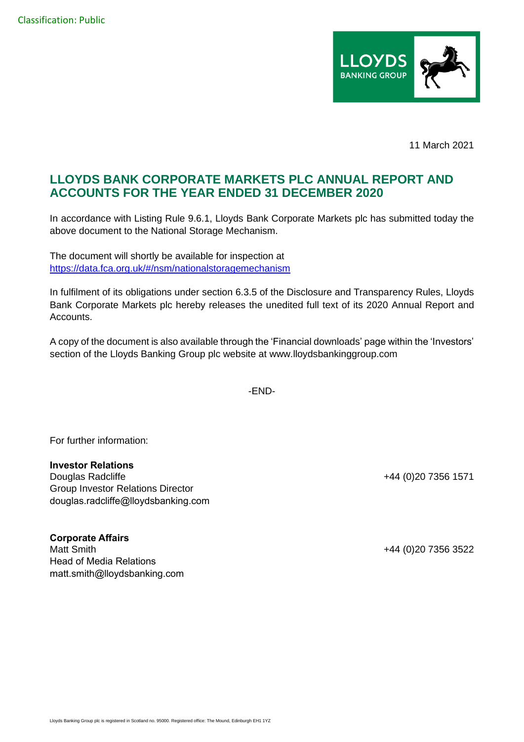Classification: Public

11 March 2021

## LLOYDS BANK CORPORATE MARKETS PLC ANNUAL REPORT AND ACCOUNTS FOR THE YEAR ENDED 31 DECEMBER 2020

In accordance with Listing Rule 9.6.1, Lloyds Bank Corporate Markets plc has submitted today the above document to the National Storage Mechanism.

The document will shortly be available for inspection at
https://data.fca.org.uk/#/nsm/nationalstoragemechanism

In fulfilment of its obligations under section 6.3.5 of the Disclosure and Transparency Rules, Lloyds Bank Corporate Markets plc hereby releases the unedited full text of its 2020 Annual Report and Accounts.

A copy of the document is also available through the 'Financial downloads' page within the 'Investors' section of the Lloyds Banking Group plc website at www.lloydsbankinggroup.com

-END-

For further information:

**Investor Relations**
Douglas Radcliffe  +44 (0)20 7356 1571
Group Investor Relations Director
douglas.radcliffe@lloydsbanking.com

**Corporate Affairs**
Matt Smith  +44 (0)20 7356 3522
Head of Media Relations
matt.smith@lloydsbanking.com

Lloyds Banking Group plc is registered in Scotland no. 95000. Registered office: The Mound, Edinburgh EH1 1YZ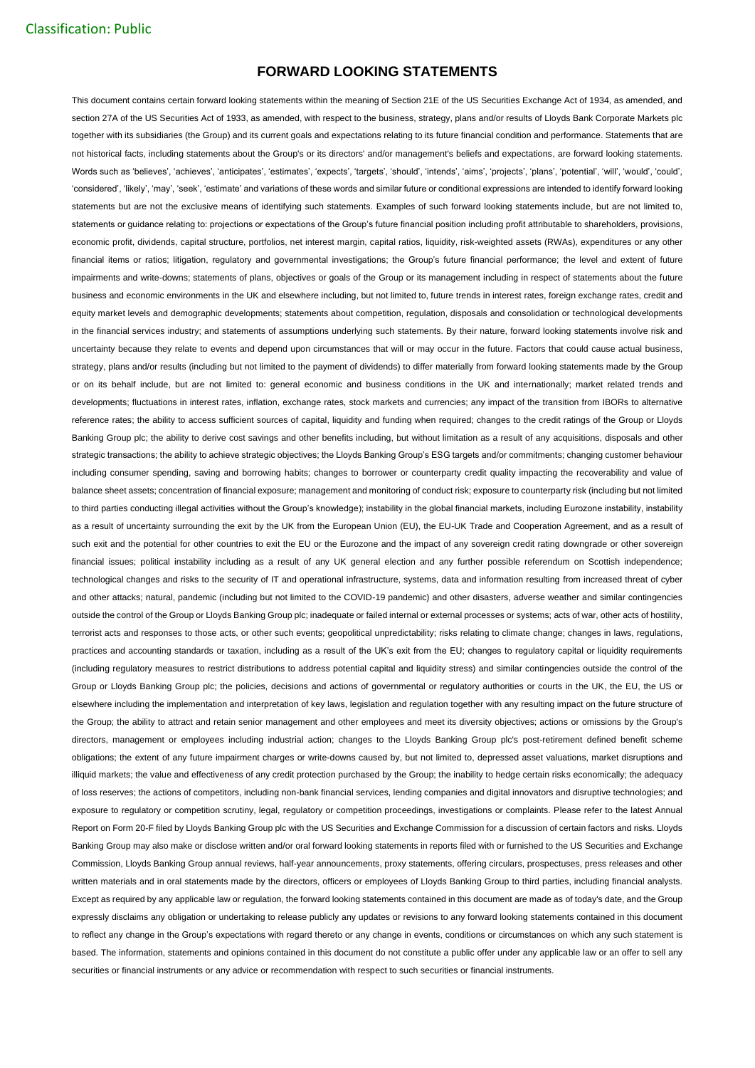Classification: Public

# FORWARD LOOKING STATEMENTS

This document contains certain forward looking statements within the meaning of Section 21E of the US Securities Exchange Act of 1934, as amended, and section 27A of the US Securities Act of 1933, as amended, with respect to the business, strategy, plans and/or results of Lloyds Bank Corporate Markets plc together with its subsidiaries (the Group) and its current goals and expectations relating to its future financial condition and performance. Statements that are not historical facts, including statements about the Group's or its directors' and/or management's beliefs and expectations, are forward looking statements. Words such as 'believes', 'achieves', 'anticipates', 'estimates', 'expects', 'targets', 'should', 'intends', 'aims', 'projects', 'plans', 'potential', 'will', 'would', 'could', 'considered', 'likely', 'may', 'seek', 'estimate' and variations of these words and similar future or conditional expressions are intended to identify forward looking statements but are not the exclusive means of identifying such statements. Examples of such forward looking statements include, but are not limited to, statements or guidance relating to: projections or expectations of the Group's future financial position including profit attributable to shareholders, provisions, economic profit, dividends, capital structure, portfolios, net interest margin, capital ratios, liquidity, risk-weighted assets (RWAs), expenditures or any other financial items or ratios; litigation, regulatory and governmental investigations; the Group's future financial performance; the level and extent of future impairments and write-downs; statements of plans, objectives or goals of the Group or its management including in respect of statements about the future business and economic environments in the UK and elsewhere including, but not limited to, future trends in interest rates, foreign exchange rates, credit and equity market levels and demographic developments; statements about competition, regulation, disposals and consolidation or technological developments in the financial services industry; and statements of assumptions underlying such statements. By their nature, forward looking statements involve risk and uncertainty because they relate to events and depend upon circumstances that will or may occur in the future. Factors that could cause actual business, strategy, plans and/or results (including but not limited to the payment of dividends) to differ materially from forward looking statements made by the Group or on its behalf include, but are not limited to: general economic and business conditions in the UK and internationally; market related trends and developments; fluctuations in interest rates, inflation, exchange rates, stock markets and currencies; any impact of the transition from IBORs to alternative reference rates; the ability to access sufficient sources of capital, liquidity and funding when required; changes to the credit ratings of the Group or Lloyds Banking Group plc; the ability to derive cost savings and other benefits including, but without limitation as a result of any acquisitions, disposals and other strategic transactions; the ability to achieve strategic objectives; the Lloyds Banking Group's ESG targets and/or commitments; changing customer behaviour including consumer spending, saving and borrowing habits; changes to borrower or counterparty credit quality impacting the recoverability and value of balance sheet assets; concentration of financial exposure; management and monitoring of conduct risk; exposure to counterparty risk (including but not limited to third parties conducting illegal activities without the Group's knowledge); instability in the global financial markets, including Eurozone instability, instability as a result of uncertainty surrounding the exit by the UK from the European Union (EU), the EU-UK Trade and Cooperation Agreement, and as a result of such exit and the potential for other countries to exit the EU or the Eurozone and the impact of any sovereign credit rating downgrade or other sovereign financial issues; political instability including as a result of any UK general election and any further possible referendum on Scottish independence; technological changes and risks to the security of IT and operational infrastructure, systems, data and information resulting from increased threat of cyber and other attacks; natural, pandemic (including but not limited to the COVID-19 pandemic) and other disasters, adverse weather and similar contingencies outside the control of the Group or Lloyds Banking Group plc; inadequate or failed internal or external processes or systems; acts of war, other acts of hostility, terrorist acts and responses to those acts, or other such events; geopolitical unpredictability; risks relating to climate change; changes in laws, regulations, practices and accounting standards or taxation, including as a result of the UK's exit from the EU; changes to regulatory capital or liquidity requirements (including regulatory measures to restrict distributions to address potential capital and liquidity stress) and similar contingencies outside the control of the Group or Lloyds Banking Group plc; the policies, decisions and actions of governmental or regulatory authorities or courts in the UK, the EU, the US or elsewhere including the implementation and interpretation of key laws, legislation and regulation together with any resulting impact on the future structure of the Group; the ability to attract and retain senior management and other employees and meet its diversity objectives; actions or omissions by the Group's directors, management or employees including industrial action; changes to the Lloyds Banking Group plc's post-retirement defined benefit scheme obligations; the extent of any future impairment charges or write-downs caused by, but not limited to, depressed asset valuations, market disruptions and illiquid markets; the value and effectiveness of any credit protection purchased by the Group; the inability to hedge certain risks economically; the adequacy of loss reserves; the actions of competitors, including non-bank financial services, lending companies and digital innovators and disruptive technologies; and exposure to regulatory or competition scrutiny, legal, regulatory or competition proceedings, investigations or complaints. Please refer to the latest Annual Report on Form 20-F filed by Lloyds Banking Group plc with the US Securities and Exchange Commission for a discussion of certain factors and risks. Lloyds Banking Group may also make or disclose written and/or oral forward looking statements in reports filed with or furnished to the US Securities and Exchange Commission, Lloyds Banking Group annual reviews, half-year announcements, proxy statements, offering circulars, prospectuses, press releases and other written materials and in oral statements made by the directors, officers or employees of Lloyds Banking Group to third parties, including financial analysts. Except as required by any applicable law or regulation, the forward looking statements contained in this document are made as of today's date, and the Group expressly disclaims any obligation or undertaking to release publicly any updates or revisions to any forward looking statements contained in this document to reflect any change in the Group's expectations with regard thereto or any change in events, conditions or circumstances on which any such statement is based. The information, statements and opinions contained in this document do not constitute a public offer under any applicable law or an offer to sell any securities or financial instruments or any advice or recommendation with respect to such securities or financial instruments.